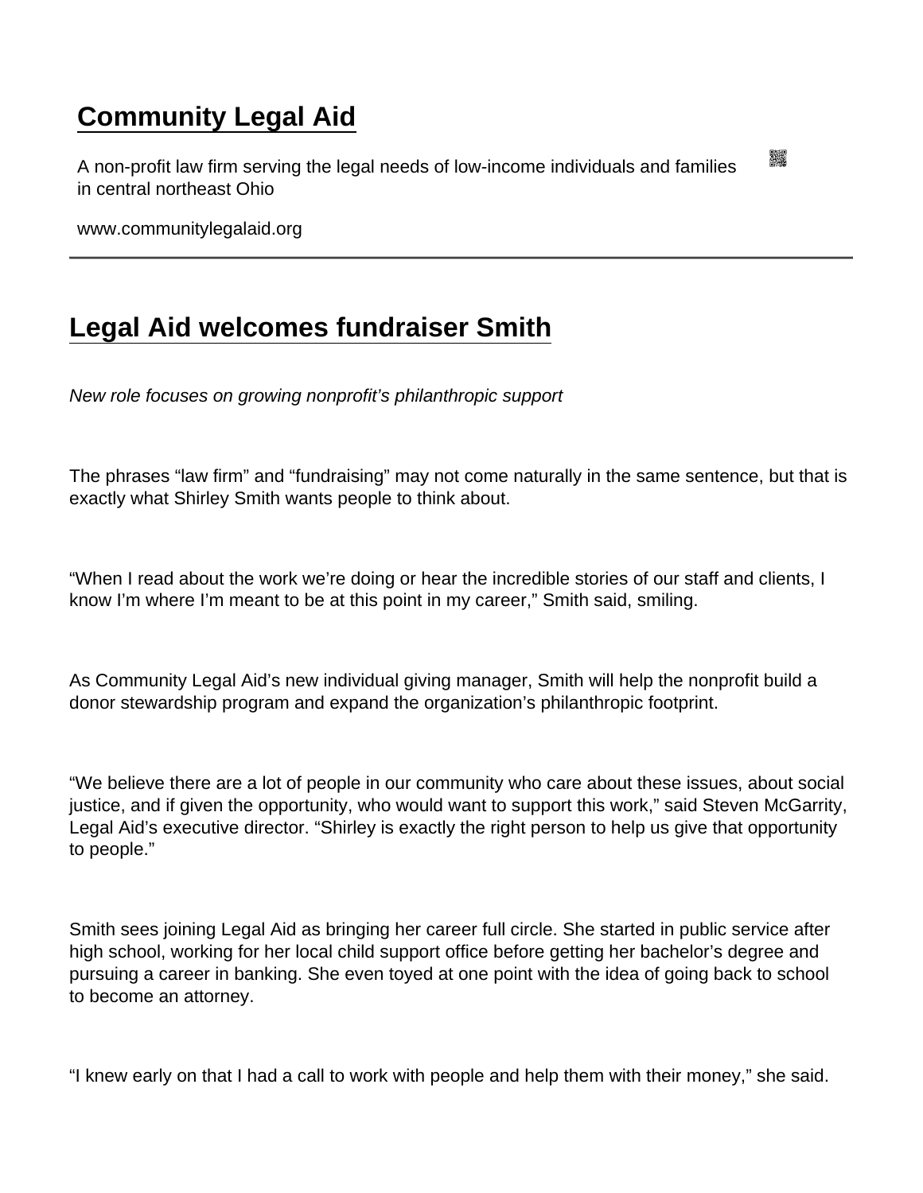# Community Legal Aid

A non-profit law firm serving the legal needs of low-income individuals and families in central northeast Ohio

www.communitylegalaid.org

## Legal Aid welcomes fundraiser Smith

*New role focuses on growing nonprofit's philanthropic support*

The phrases "law firm" and "fundraising" may not come naturally in the same sentence, but that is exactly what Shirley Smith wants people to think about.

"When I read about the work we're doing or hear the incredible stories of our staff and clients, I know I'm where I'm meant to be at this point in my career," Smith said, smiling.

As Community Legal Aid's new individual giving manager, Smith will help the nonprofit build a donor stewardship program and expand the organization's philanthropic footprint.

"We believe there are a lot of people in our community who care about these issues, about social justice, and if given the opportunity, who would want to support this work," said Steven McGarrity, Legal Aid's executive director. "Shirley is exactly the right person to help us give that opportunity to people."

Smith sees joining Legal Aid as bringing her career full circle. She started in public service after high school, working for her local child support office before getting her bachelor's degree and pursuing a career in banking. She even toyed at one point with the idea of going back to school to become an attorney.

"I knew early on that I had a call to work with people and help them with their money," she said.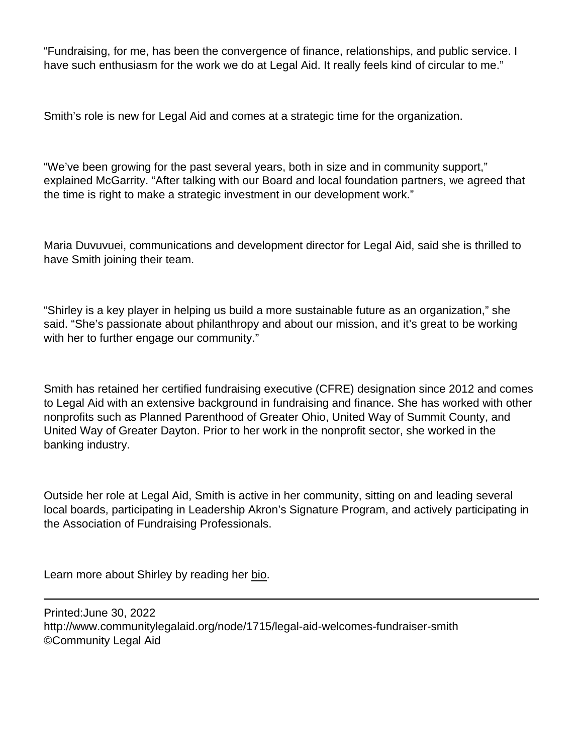"Fundraising, for me, has been the convergence of finance, relationships, and public service. I have such enthusiasm for the work we do at Legal Aid. It really feels kind of circular to me."

Smith's role is new for Legal Aid and comes at a strategic time for the organization.

"We've been growing for the past several years, both in size and in community support," explained McGarrity. "After talking with our Board and local foundation partners, we agreed that the time is right to make a strategic investment in our development work."

Maria Duvuvuei, communications and development director for Legal Aid, said she is thrilled to have Smith joining their team.

"Shirley is a key player in helping us build a more sustainable future as an organization," she said. "She's passionate about philanthropy and about our mission, and it's great to be working with her to further engage our community."

Smith has retained her certified fundraising executive (CFRE) designation since 2012 and comes to Legal Aid with an extensive background in fundraising and finance. She has worked with other nonprofits such as Planned Parenthood of Greater Ohio, United Way of Summit County, and United Way of Greater Dayton. Prior to her work in the nonprofit sector, she worked in the banking industry.

Outside her role at Legal Aid, Smith is active in her community, sitting on and leading several local boards, participating in Leadership Akron's Signature Program, and actively participating in the Association of Fundraising Professionals.

Learn more about Shirley by reading her bio.

---

Printed:June 30, 2022
http://www.communitylegalaid.org/node/1715/legal-aid-welcomes-fundraiser-smith
©Community Legal Aid